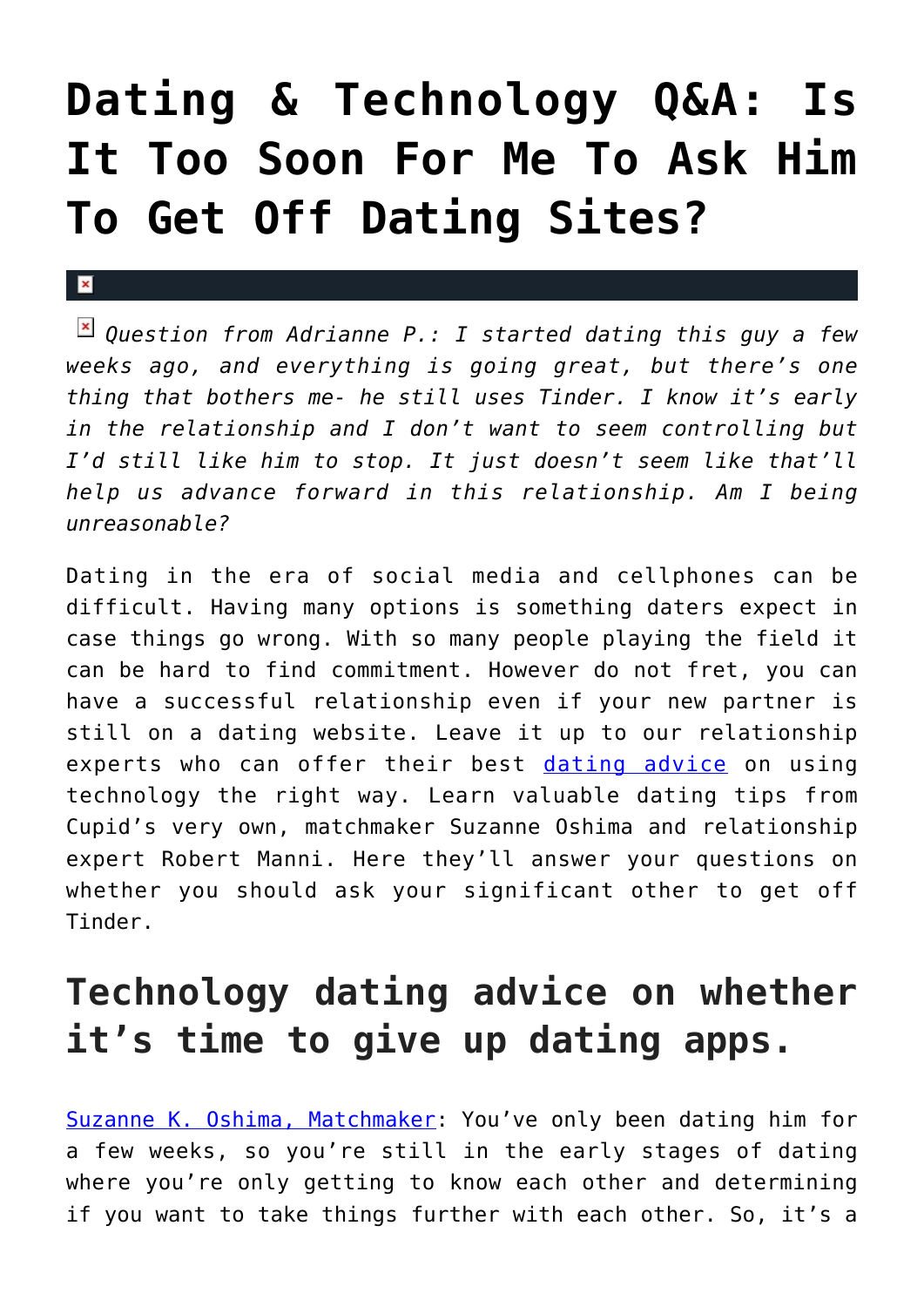# Dating & Technology Q&A: Is It Too Soon For Me To Ask Him To Get Off Dating Sites?

*Question from Adrianne P.: I started dating this guy a few weeks ago, and everything is going great, but there's one thing that bothers me- he still uses Tinder. I know it's early in the relationship and I don't want to seem controlling but I'd still like him to stop. It just doesn't seem like that'll help us advance forward in this relationship. Am I being unreasonable?*

Dating in the era of social media and cellphones can be difficult. Having many options is something daters expect in case things go wrong. With so many people playing the field it can be hard to find commitment. However do not fret, you can have a successful relationship even if your new partner is still on a dating website. Leave it up to our relationship experts who can offer their best [dating advice](#) on using technology the right way. Learn valuable dating tips from Cupid's very own, matchmaker Suzanne Oshima and relationship expert Robert Manni. Here they'll answer your questions on whether you should ask your significant other to get off Tinder.

## Technology dating advice on whether it's time to give up dating apps.

[Suzanne K. Oshima, Matchmaker](#): You've only been dating him for a few weeks, so you're still in the early stages of dating where you're only getting to know each other and determining if you want to take things further with each other. So, it's a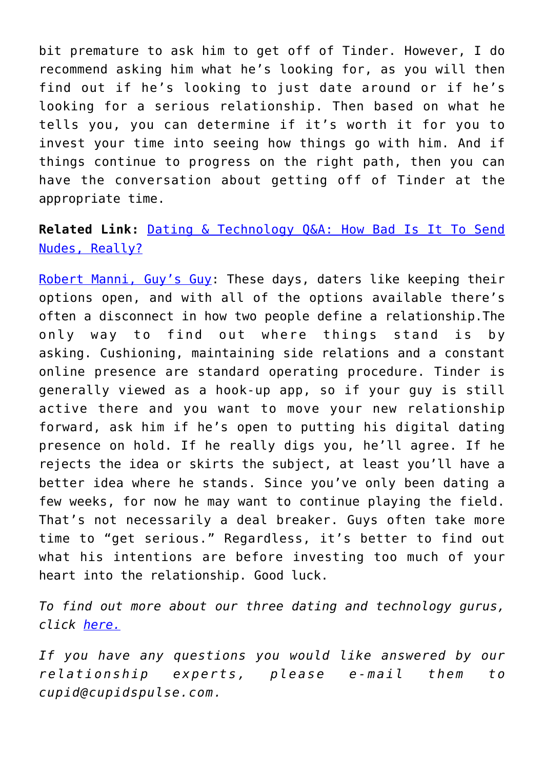bit premature to ask him to get off of Tinder. However, I do recommend asking him what he's looking for, as you will then find out if he's looking to just date around or if he's looking for a serious relationship. Then based on what he tells you, you can determine if it's worth it for you to invest your time into seeing how things go with him. And if things continue to progress on the right path, then you can have the conversation about getting off of Tinder at the appropriate time.

**Related Link:** Dating & Technology Q&A: How Bad Is It To Send Nudes, Really?

Robert Manni, Guy's Guy: These days, daters like keeping their options open, and with all of the options available there's often a disconnect in how two people define a relationship.The only way to find out where things stand is by asking. Cushioning, maintaining side relations and a constant online presence are standard operating procedure. Tinder is generally viewed as a hook-up app, so if your guy is still active there and you want to move your new relationship forward, ask him if he's open to putting his digital dating presence on hold. If he really digs you, he'll agree. If he rejects the idea or skirts the subject, at least you'll have a better idea where he stands. Since you've only been dating a few weeks, for now he may want to continue playing the field. That's not necessarily a deal breaker. Guys often take more time to "get serious." Regardless, it's better to find out what his intentions are before investing too much of your heart into the relationship. Good luck.

*To find out more about our three dating and technology gurus, click here.*

*If you have any questions you would like answered by our relationship experts, please e-mail them to cupid@cupidspulse.com.*